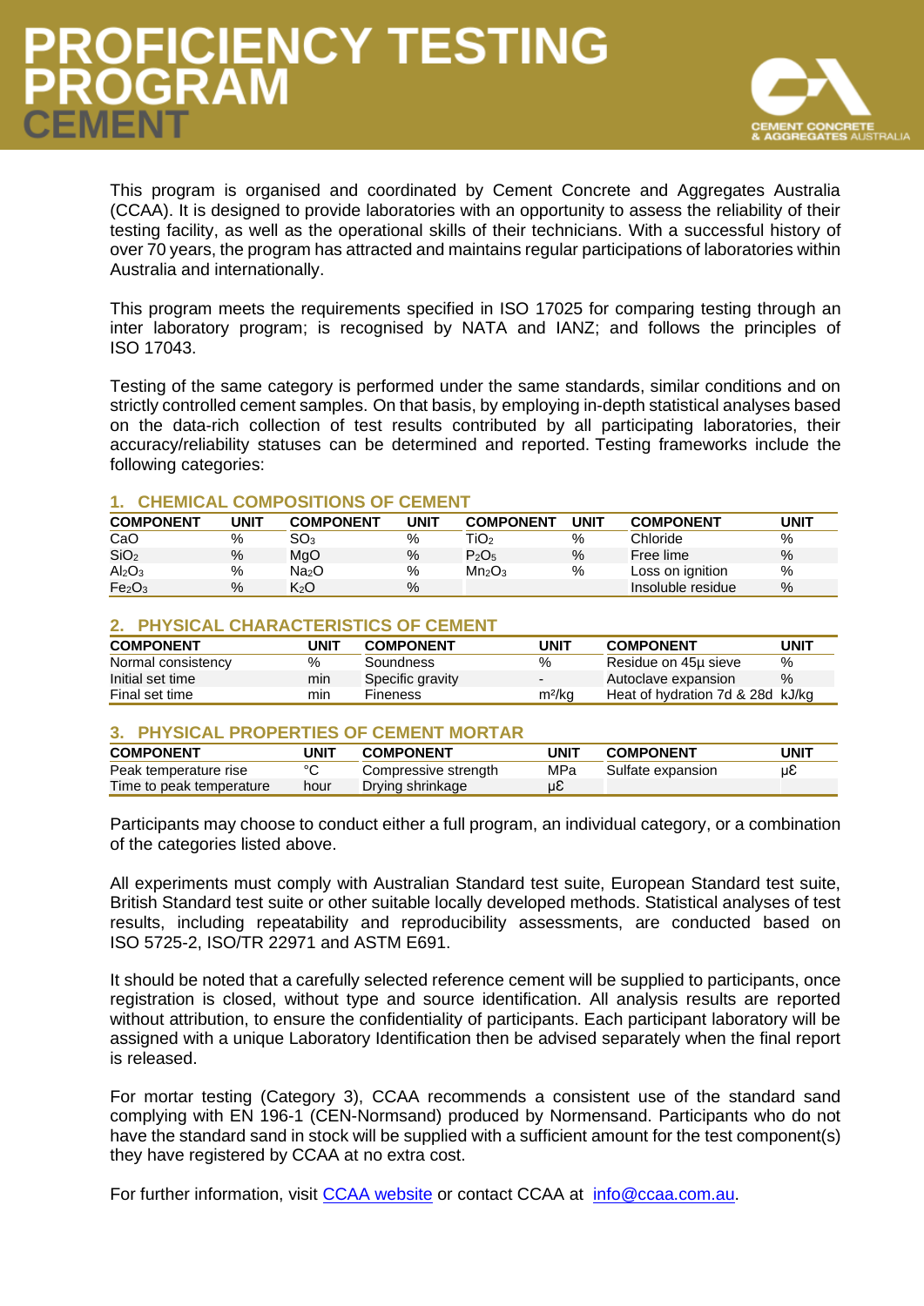# PROFICIENCY TESTING PROGRAM CEMENT

This program is organised and coordinated by Cement Concrete and Aggregates Australia (CCAA). It is designed to provide laboratories with an opportunity to assess the reliability of their testing facility, as well as the operational skills of their technicians. With a successful history of over 70 years, the program has attracted and maintains regular participations of laboratories within Australia and internationally.

This program meets the requirements specified in ISO 17025 for comparing testing through an inter laboratory program; is recognised by NATA and IANZ; and follows the principles of ISO 17043.

Testing of the same category is performed under the same standards, similar conditions and on strictly controlled cement samples. On that basis, by employing in-depth statistical analyses based on the data-rich collection of test results contributed by all participating laboratories, their accuracy/reliability statuses can be determined and reported. Testing frameworks include the following categories:

## 1. CHEMICAL COMPOSITIONS OF CEMENT

| COMPONENT | UNIT | COMPONENT | UNIT | COMPONENT | UNIT | COMPONENT | UNIT |
|---|---|---|---|---|---|---|---|
| $CaO$ | % | $SO_3$ | % | $TiO_2$ | % | Chloride | % |
| $SiO_2$ | % | $MgO$ | % | $P_2O_5$ | % | Free lime | % |
| $Al_2O_3$ | % | $Na_2O$ | % | $Mn_2O_3$ | % | Loss on ignition | % |
| $Fe_2O_3$ | % | $K_2O$ | % | | | Insoluble residue | % |

## 2. PHYSICAL CHARACTERISTICS OF CEMENT

| COMPONENT | UNIT | COMPONENT | UNIT | COMPONENT | UNIT |
|---|---|---|---|---|---|
| Normal consistency | % | Soundness | % | Residue on 45μ sieve | % |
| Initial set time | min | Specific gravity | - | Autoclave expansion | % |
| Final set time | min | Fineness | m²/kg | Heat of hydration 7d & 28d | kJ/kg |

## 3. PHYSICAL PROPERTIES OF CEMENT MORTAR

| COMPONENT | UNIT | COMPONENT | UNIT | COMPONENT | UNIT |
|---|---|---|---|---|---|
| Peak temperature rise | °C | Compressive strength | MPa | Sulfate expansion | με |
| Time to peak temperature | hour | Drying shrinkage | με | | |

Participants may choose to conduct either a full program, an individual category, or a combination of the categories listed above.

All experiments must comply with Australian Standard test suite, European Standard test suite, British Standard test suite or other suitable locally developed methods. Statistical analyses of test results, including repeatability and reproducibility assessments, are conducted based on ISO 5725-2, ISO/TR 22971 and ASTM E691.

It should be noted that a carefully selected reference cement will be supplied to participants, once registration is closed, without type and source identification. All analysis results are reported without attribution, to ensure the confidentiality of participants. Each participant laboratory will be assigned with a unique Laboratory Identification then be advised separately when the final report is released.

For mortar testing (Category 3), CCAA recommends a consistent use of the standard sand complying with EN 196-1 (CEN-Normsand) produced by Normensand. Participants who do not have the standard sand in stock will be supplied with a sufficient amount for the test component(s) they have registered by CCAA at no extra cost.

For further information, visit CCAA website or contact CCAA at info@ccaa.com.au.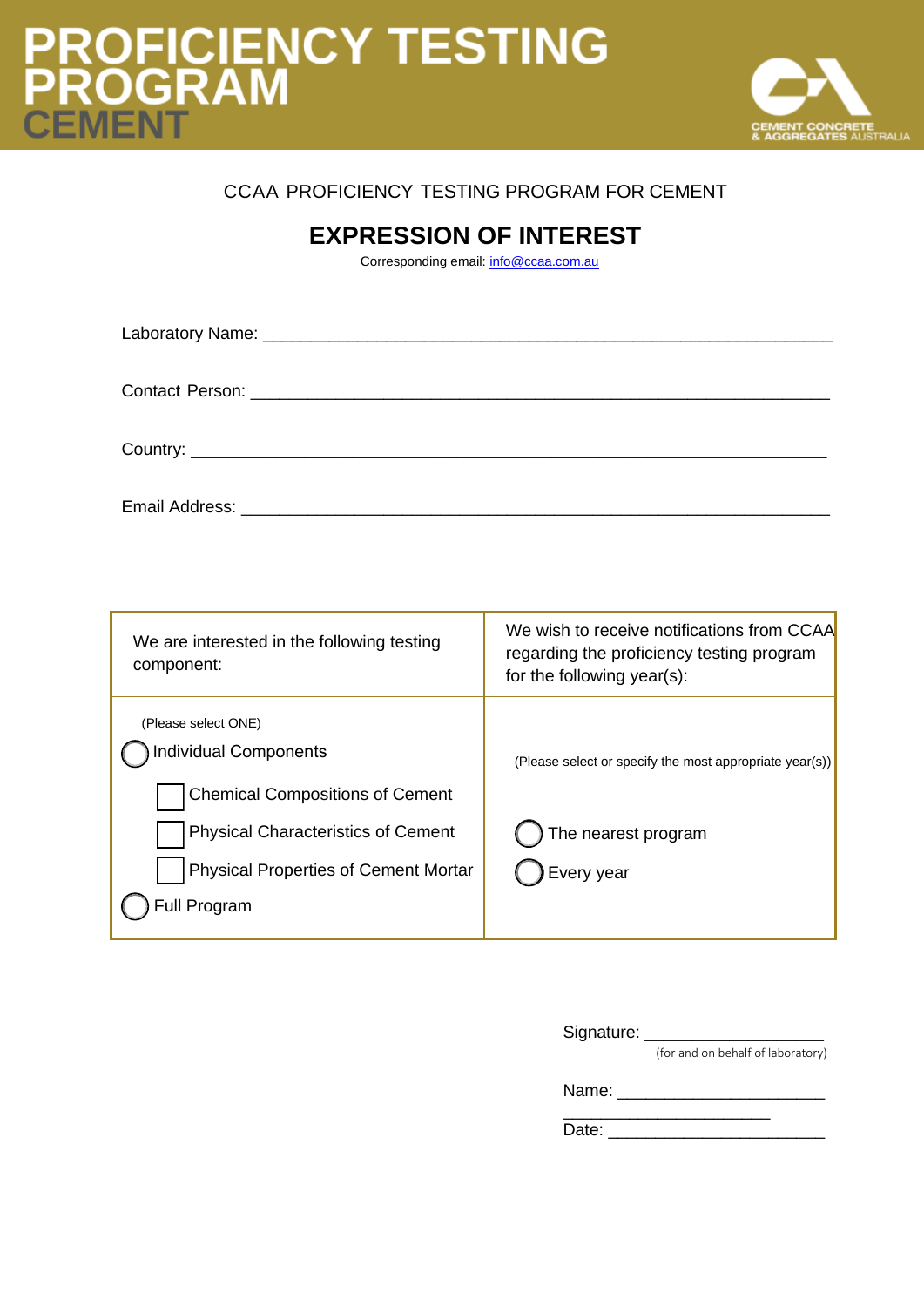# PROFICIENCY TESTING PROGRAM CEMENT

CEMENT CONCRETE & AGGREGATES AUSTRALIA

CCAA PROFICIENCY TESTING PROGRAM FOR CEMENT

## EXPRESSION OF INTEREST

Corresponding email: info@ccaa.com.au

Laboratory Name: ______________________________________________________________

Contact Person: ______________________________________________________________

Country: ____________________________________________________________________

Email Address: _______________________________________________________________

| We are interested in the following testing component: | We wish to receive notifications from CCAA regarding the proficiency testing program for the following year(s): |
|---|---|
| (Please select ONE)<br>◯ Individual Components<br>☐ Chemical Compositions of Cement<br>☐ Physical Characteristics of Cement<br>☐ Physical Properties of Cement Mortar<br>◯ Full Program | (Please select or specify the most appropriate year(s))<br>◯ The nearest program<br>◯ Every year |

Signature: ____________________
(for and on behalf of laboratory)

Name: ______________________
______________________

Date: ______________________